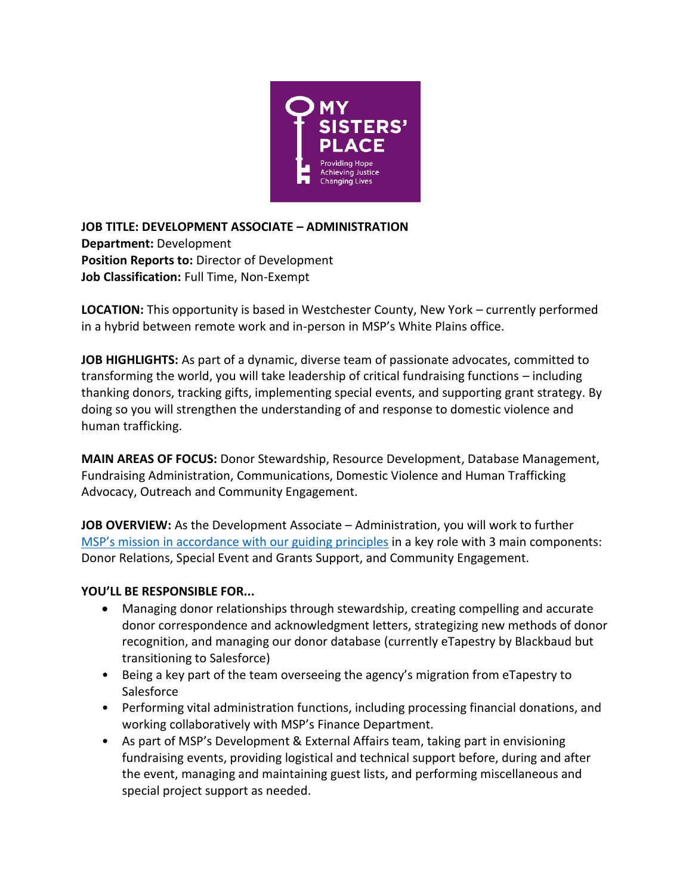**JOB TITLE: DEVELOPMENT ASSOCIATE – ADMINISTRATION**
**Department:** Development
**Position Reports to:** Director of Development
**Job Classification:** Full Time, Non-Exempt

**LOCATION:** This opportunity is based in Westchester County, New York – currently performed in a hybrid between remote work and in-person in MSP's White Plains office.

**JOB HIGHLIGHTS:** As part of a dynamic, diverse team of passionate advocates, committed to transforming the world, you will take leadership of critical fundraising functions – including thanking donors, tracking gifts, implementing special events, and supporting grant strategy. By doing so you will strengthen the understanding of and response to domestic violence and human trafficking.

**MAIN AREAS OF FOCUS:** Donor Stewardship, Resource Development, Database Management, Fundraising Administration, Communications, Domestic Violence and Human Trafficking Advocacy, Outreach and Community Engagement.

**JOB OVERVIEW:** As the Development Associate – Administration, you will work to further MSP's mission in accordance with our guiding principles in a key role with 3 main components: Donor Relations, Special Event and Grants Support, and Community Engagement.

**YOU'LL BE RESPONSIBLE FOR...**

- Managing donor relationships through stewardship, creating compelling and accurate donor correspondence and acknowledgment letters, strategizing new methods of donor recognition, and managing our donor database (currently eTapestry by Blackbaud but transitioning to Salesforce)
- Being a key part of the team overseeing the agency's migration from eTapestry to Salesforce
- Performing vital administration functions, including processing financial donations, and working collaboratively with MSP's Finance Department.
- As part of MSP's Development & External Affairs team, taking part in envisioning fundraising events, providing logistical and technical support before, during and after the event, managing and maintaining guest lists, and performing miscellaneous and special project support as needed.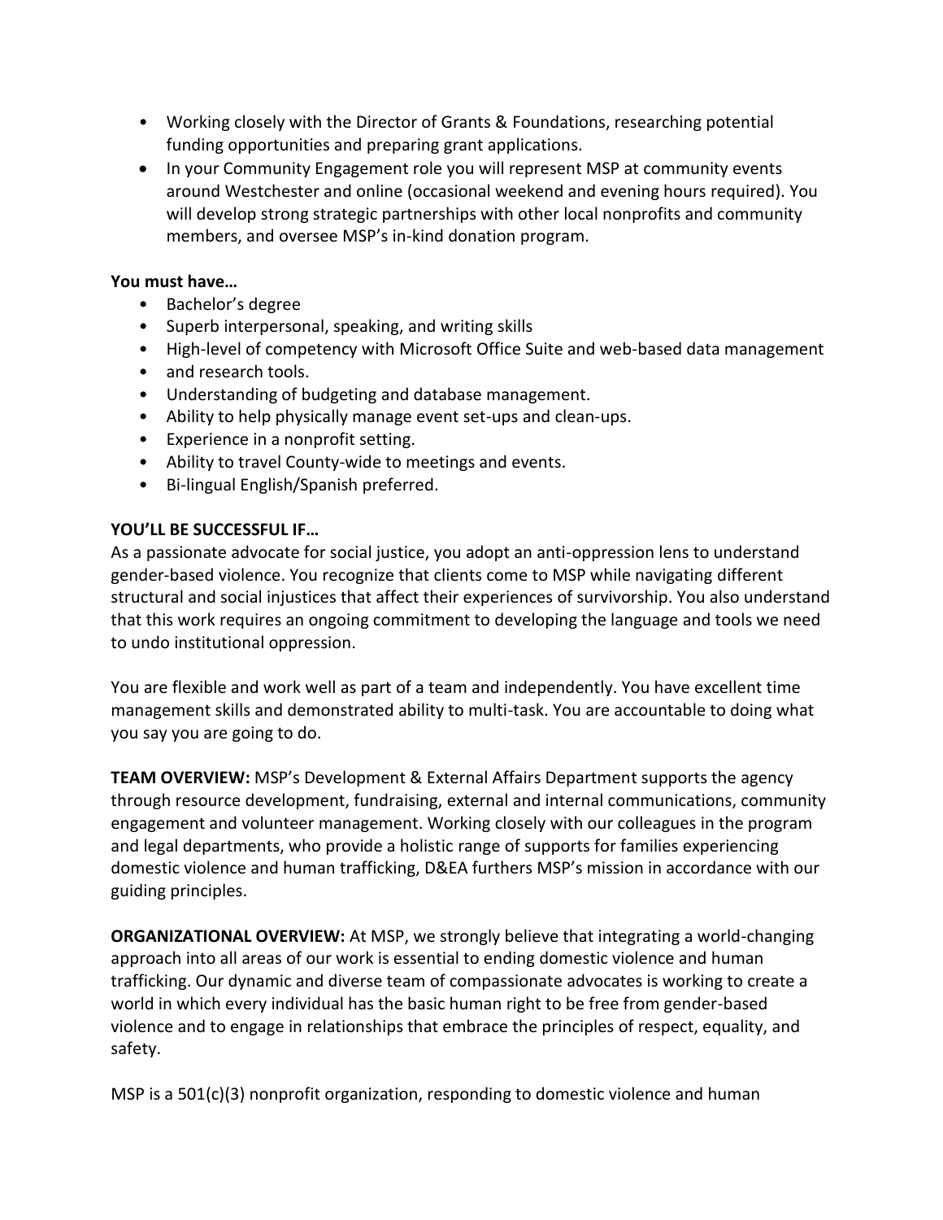- Working closely with the Director of Grants & Foundations, researching potential funding opportunities and preparing grant applications.
- In your Community Engagement role you will represent MSP at community events around Westchester and online (occasional weekend and evening hours required). You will develop strong strategic partnerships with other local nonprofits and community members, and oversee MSP's in-kind donation program.

**You must have…**

- Bachelor's degree
- Superb interpersonal, speaking, and writing skills
- High-level of competency with Microsoft Office Suite and web-based data management
- and research tools.
- Understanding of budgeting and database management.
- Ability to help physically manage event set-ups and clean-ups.
- Experience in a nonprofit setting.
- Ability to travel County-wide to meetings and events.
- Bi-lingual English/Spanish preferred.

**YOU'LL BE SUCCESSFUL IF…**

As a passionate advocate for social justice, you adopt an anti-oppression lens to understand gender-based violence. You recognize that clients come to MSP while navigating different structural and social injustices that affect their experiences of survivorship. You also understand that this work requires an ongoing commitment to developing the language and tools we need to undo institutional oppression.

You are flexible and work well as part of a team and independently. You have excellent time management skills and demonstrated ability to multi-task. You are accountable to doing what you say you are going to do.

**TEAM OVERVIEW:** MSP's Development & External Affairs Department supports the agency through resource development, fundraising, external and internal communications, community engagement and volunteer management. Working closely with our colleagues in the program and legal departments, who provide a holistic range of supports for families experiencing domestic violence and human trafficking, D&EA furthers MSP's mission in accordance with our guiding principles.

**ORGANIZATIONAL OVERVIEW:** At MSP, we strongly believe that integrating a world-changing approach into all areas of our work is essential to ending domestic violence and human trafficking. Our dynamic and diverse team of compassionate advocates is working to create a world in which every individual has the basic human right to be free from gender-based violence and to engage in relationships that embrace the principles of respect, equality, and safety.

MSP is a 501(c)(3) nonprofit organization, responding to domestic violence and human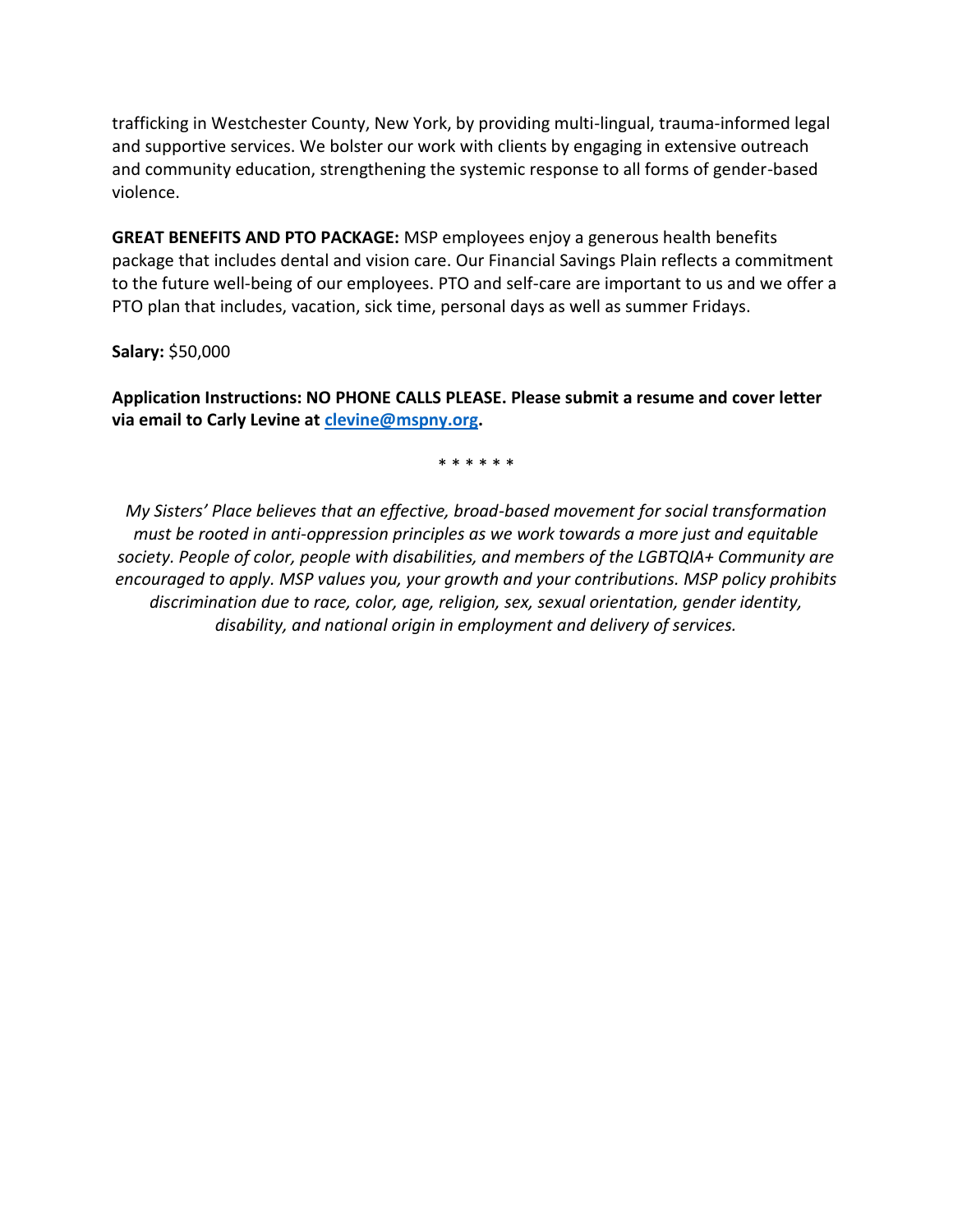trafficking in Westchester County, New York, by providing multi-lingual, trauma-informed legal and supportive services. We bolster our work with clients by engaging in extensive outreach and community education, strengthening the systemic response to all forms of gender-based violence.

**GREAT BENEFITS AND PTO PACKAGE:** MSP employees enjoy a generous health benefits package that includes dental and vision care. Our Financial Savings Plain reflects a commitment to the future well-being of our employees. PTO and self-care are important to us and we offer a PTO plan that includes, vacation, sick time, personal days as well as summer Fridays.

**Salary:** $50,000

**Application Instructions: NO PHONE CALLS PLEASE. Please submit a resume and cover letter via email to Carly Levine at [clevine@mspny.org](mailto:clevine@mspny.org).**

* * * * * *

*My Sisters' Place believes that an effective, broad-based movement for social transformation must be rooted in anti-oppression principles as we work towards a more just and equitable society. People of color, people with disabilities, and members of the LGBTQIA+ Community are encouraged to apply. MSP values you, your growth and your contributions. MSP policy prohibits discrimination due to race, color, age, religion, sex, sexual orientation, gender identity, disability, and national origin in employment and delivery of services.*